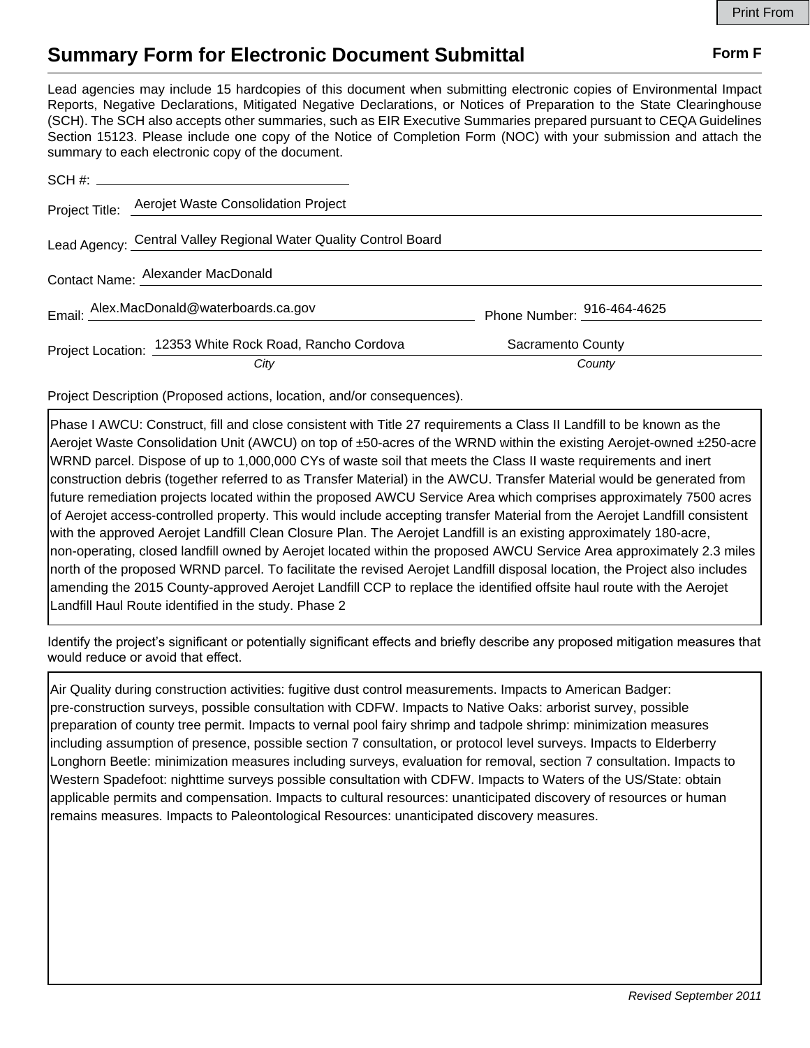# Summary Form for Electronic Document Submittal

**Form F**

Lead agencies may include 15 hardcopies of this document when submitting electronic copies of Environmental Impact Reports, Negative Declarations, Mitigated Negative Declarations, or Notices of Preparation to the State Clearinghouse (SCH). The SCH also accepts other summaries, such as EIR Executive Summaries prepared pursuant to CEQA Guidelines Section 15123. Please include one copy of the Notice of Completion Form (NOC) with your submission and attach the summary to each electronic copy of the document.

SCH #: ____________________

Project Title: Aerojet Waste Consolidation Project

Lead Agency: Central Valley Regional Water Quality Control Board

Contact Name: Alexander MacDonald

Email: Alex.MacDonald@waterboards.ca.gov Phone Number: 916-464-4625

Project Location: 12353 White Rock Road, Rancho Cordova (*City*) Sacramento County (*County*)

Project Description (Proposed actions, location, and/or consequences).

Phase I AWCU: Construct, fill and close consistent with Title 27 requirements a Class II Landfill to be known as the Aerojet Waste Consolidation Unit (AWCU) on top of ±50-acres of the WRND within the existing Aerojet-owned ±250-acre WRND parcel. Dispose of up to 1,000,000 CYs of waste soil that meets the Class II waste requirements and inert construction debris (together referred to as Transfer Material) in the AWCU. Transfer Material would be generated from future remediation projects located within the proposed AWCU Service Area which comprises approximately 7500 acres of Aerojet access-controlled property. This would include accepting transfer Material from the Aerojet Landfill consistent with the approved Aerojet Landfill Clean Closure Plan. The Aerojet Landfill is an existing approximately 180-acre, non-operating, closed landfill owned by Aerojet located within the proposed AWCU Service Area approximately 2.3 miles north of the proposed WRND parcel. To facilitate the revised Aerojet Landfill disposal location, the Project also includes amending the 2015 County-approved Aerojet Landfill CCP to replace the identified offsite haul route with the Aerojet Landfill Haul Route identified in the study. Phase 2

Identify the project's significant or potentially significant effects and briefly describe any proposed mitigation measures that would reduce or avoid that effect.

Air Quality during construction activities: fugitive dust control measurements. Impacts to American Badger: pre-construction surveys, possible consultation with CDFW. Impacts to Native Oaks: arborist survey, possible preparation of county tree permit. Impacts to vernal pool fairy shrimp and tadpole shrimp: minimization measures including assumption of presence, possible section 7 consultation, or protocol level surveys. Impacts to Elderberry Longhorn Beetle: minimization measures including surveys, evaluation for removal, section 7 consultation. Impacts to Western Spadefoot: nighttime surveys possible consultation with CDFW. Impacts to Waters of the US/State: obtain applicable permits and compensation. Impacts to cultural resources: unanticipated discovery of resources or human remains measures. Impacts to Paleontological Resources: unanticipated discovery measures.

*Revised September 2011*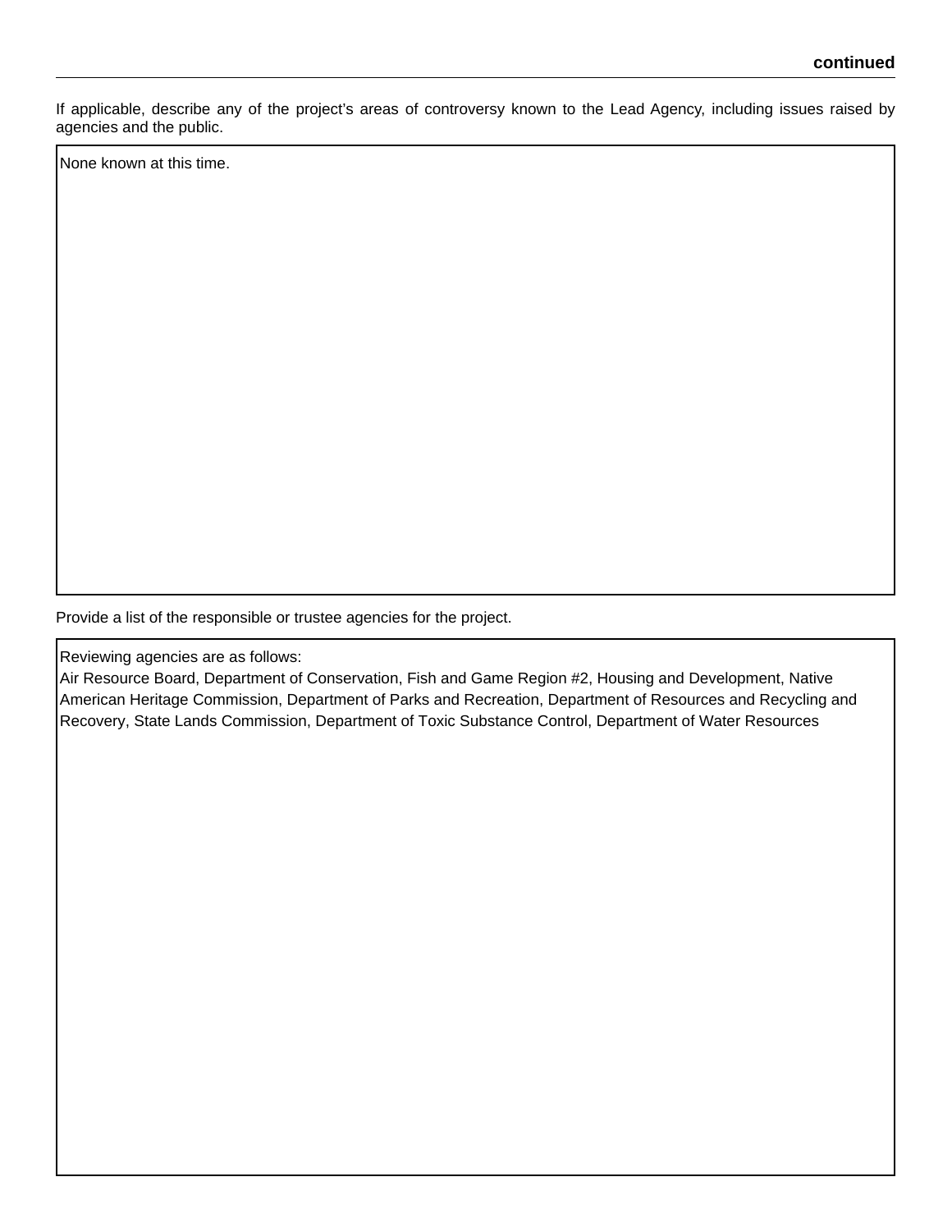**continued**

If applicable, describe any of the project's areas of controversy known to the Lead Agency, including issues raised by agencies and the public.

None known at this time.

Provide a list of the responsible or trustee agencies for the project.

Reviewing agencies are as follows:
Air Resource Board, Department of Conservation, Fish and Game Region #2, Housing and Development, Native American Heritage Commission, Department of Parks and Recreation, Department of Resources and Recycling and Recovery, State Lands Commission, Department of Toxic Substance Control, Department of Water Resources